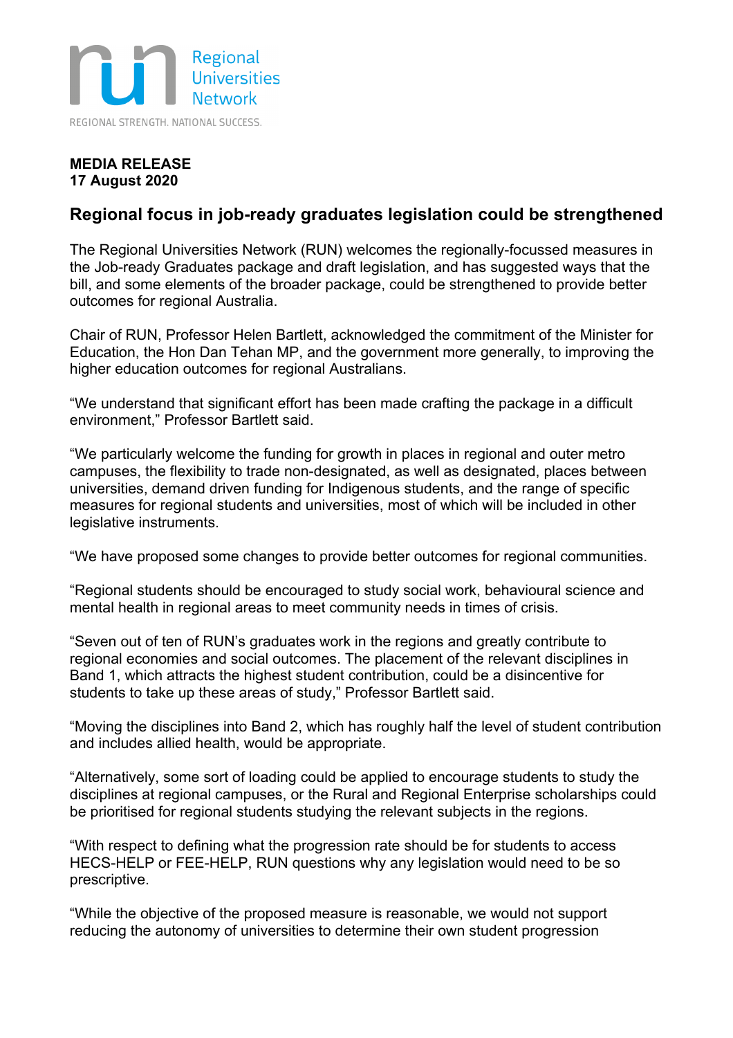Regional Universities Network

REGIONAL STRENGTH. NATIONAL SUCCESS.

**MEDIA RELEASE**
**17 August 2020**

## Regional focus in job-ready graduates legislation could be strengthened

The Regional Universities Network (RUN) welcomes the regionally-focussed measures in the Job-ready Graduates package and draft legislation, and has suggested ways that the bill, and some elements of the broader package, could be strengthened to provide better outcomes for regional Australia.

Chair of RUN, Professor Helen Bartlett, acknowledged the commitment of the Minister for Education, the Hon Dan Tehan MP, and the government more generally, to improving the higher education outcomes for regional Australians.

"We understand that significant effort has been made crafting the package in a difficult environment," Professor Bartlett said.

"We particularly welcome the funding for growth in places in regional and outer metro campuses, the flexibility to trade non-designated, as well as designated, places between universities, demand driven funding for Indigenous students, and the range of specific measures for regional students and universities, most of which will be included in other legislative instruments.

"We have proposed some changes to provide better outcomes for regional communities.

"Regional students should be encouraged to study social work, behavioural science and mental health in regional areas to meet community needs in times of crisis.

"Seven out of ten of RUN's graduates work in the regions and greatly contribute to regional economies and social outcomes. The placement of the relevant disciplines in Band 1, which attracts the highest student contribution, could be a disincentive for students to take up these areas of study," Professor Bartlett said.

"Moving the disciplines into Band 2, which has roughly half the level of student contribution and includes allied health, would be appropriate.

"Alternatively, some sort of loading could be applied to encourage students to study the disciplines at regional campuses, or the Rural and Regional Enterprise scholarships could be prioritised for regional students studying the relevant subjects in the regions.

"With respect to defining what the progression rate should be for students to access HECS-HELP or FEE-HELP, RUN questions why any legislation would need to be so prescriptive.

"While the objective of the proposed measure is reasonable, we would not support reducing the autonomy of universities to determine their own student progression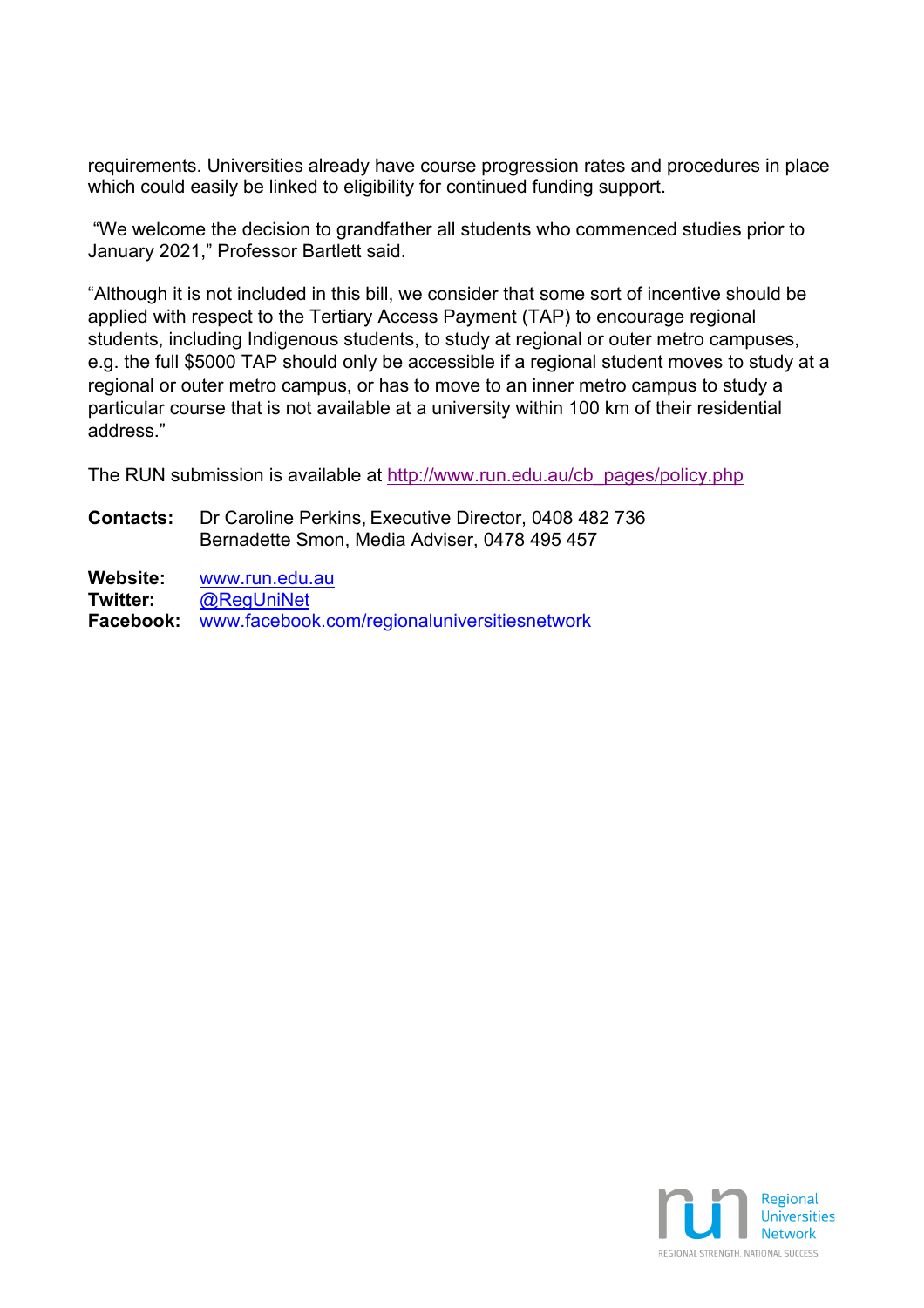requirements. Universities already have course progression rates and procedures in place which could easily be linked to eligibility for continued funding support.

"We welcome the decision to grandfather all students who commenced studies prior to January 2021," Professor Bartlett said.

"Although it is not included in this bill, we consider that some sort of incentive should be applied with respect to the Tertiary Access Payment (TAP) to encourage regional students, including Indigenous students, to study at regional or outer metro campuses, e.g. the full $5000 TAP should only be accessible if a regional student moves to study at a regional or outer metro campus, or has to move to an inner metro campus to study a particular course that is not available at a university within 100 km of their residential address."

The RUN submission is available at http://www.run.edu.au/cb_pages/policy.php

**Contacts:** Dr Caroline Perkins, Executive Director, 0408 482 736
Bernadette Smon, Media Adviser, 0478 495 457

**Website:** www.run.edu.au
**Twitter:** @RegUniNet
**Facebook:** www.facebook.com/regionaluniversitiesnetwork

Regional Universities Network
REGIONAL STRENGTH. NATIONAL SUCCESS.